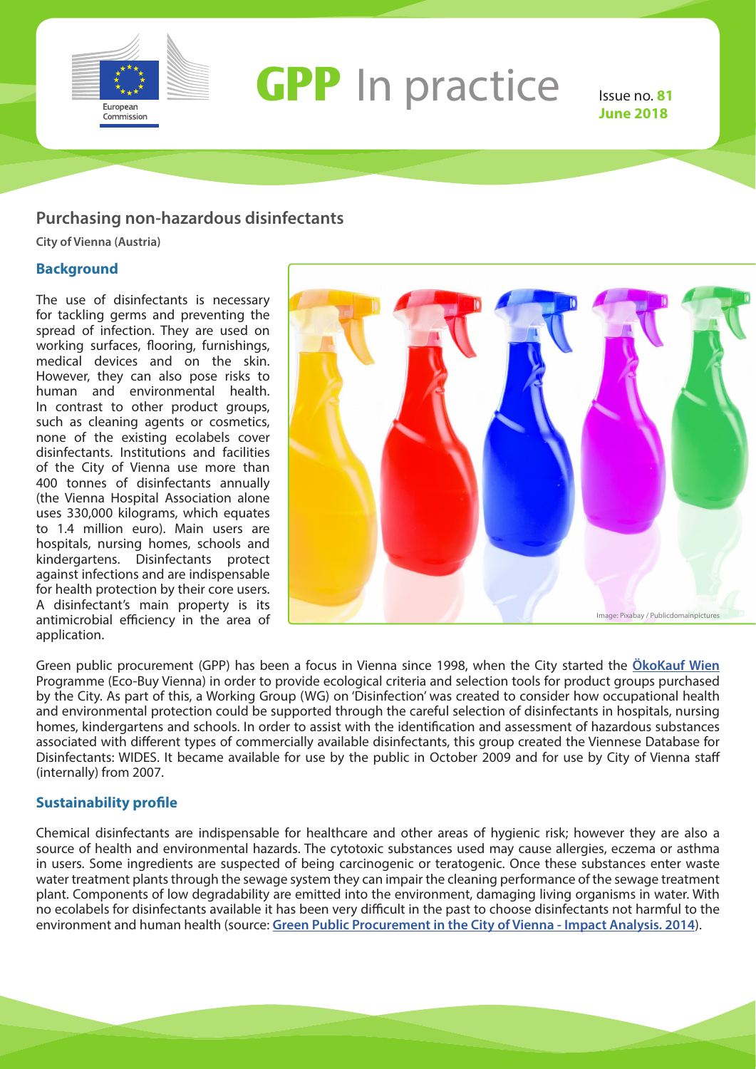# GPP In practice

Issue no. 81
June 2018

## Purchasing non-hazardous disinfectants

**City of Vienna (Austria)**

### Background

The use of disinfectants is necessary for tackling germs and preventing the spread of infection. They are used on working surfaces, flooring, furnishings, medical devices and on the skin. However, they can also pose risks to human and environmental health. In contrast to other product groups, such as cleaning agents or cosmetics, none of the existing ecolabels cover disinfectants. Institutions and facilities of the City of Vienna use more than 400 tonnes of disinfectants annually (the Vienna Hospital Association alone uses 330,000 kilograms, which equates to 1.4 million euro). Main users are hospitals, nursing homes, schools and kindergartens. Disinfectants protect against infections and are indispensable for health protection by their core users. A disinfectant's main property is its antimicrobial efficiency in the area of application.

Image: Pixabay / Publicdomainpictures

Green public procurement (GPP) has been a focus in Vienna since 1998, when the City started the **ÖkoKauf Wien** Programme (Eco-Buy Vienna) in order to provide ecological criteria and selection tools for product groups purchased by the City. As part of this, a Working Group (WG) on 'Disinfection' was created to consider how occupational health and environmental protection could be supported through the careful selection of disinfectants in hospitals, nursing homes, kindergartens and schools. In order to assist with the identification and assessment of hazardous substances associated with different types of commercially available disinfectants, this group created the Viennese Database for Disinfectants: WIDES. It became available for use by the public in October 2009 and for use by City of Vienna staff (internally) from 2007.

### Sustainability profile

Chemical disinfectants are indispensable for healthcare and other areas of hygienic risk; however they are also a source of health and environmental hazards. The cytotoxic substances used may cause allergies, eczema or asthma in users. Some ingredients are suspected of being carcinogenic or teratogenic. Once these substances enter waste water treatment plants through the sewage system they can impair the cleaning performance of the sewage treatment plant. Components of low degradability are emitted into the environment, damaging living organisms in water. With no ecolabels for disinfectants available it has been very difficult in the past to choose disinfectants not harmful to the environment and human health (source: **Green Public Procurement in the City of Vienna - Impact Analysis. 2014**).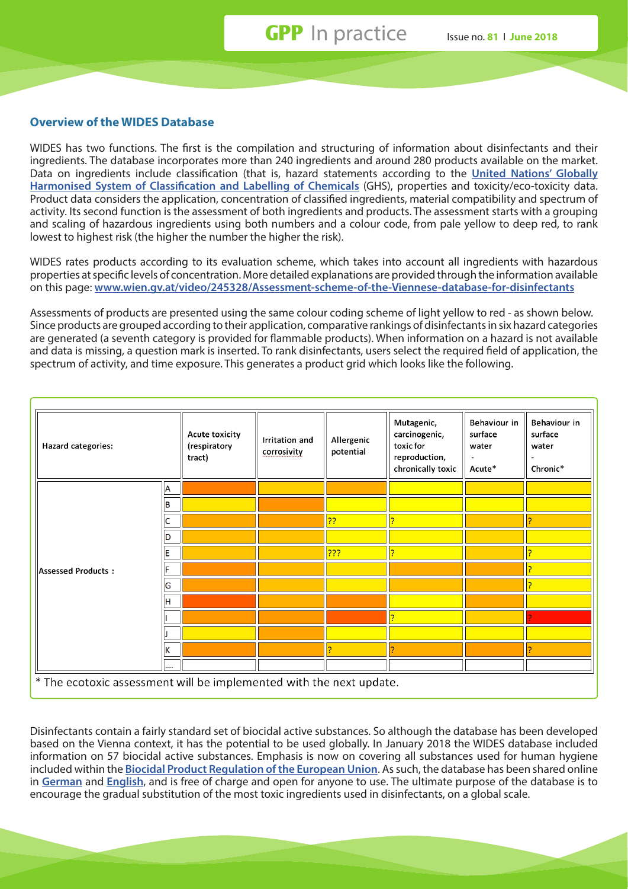## Overview of the WIDES Database

WIDES has two functions. The first is the compilation and structuring of information about disinfectants and their ingredients. The database incorporates more than 240 ingredients and around 280 products available on the market. Data on ingredients include classification (that is, hazard statements according to the **United Nations' Globally Harmonised System of Classification and Labelling of Chemicals** (GHS), properties and toxicity/eco-toxicity data. Product data considers the application, concentration of classified ingredients, material compatibility and spectrum of activity. Its second function is the assessment of both ingredients and products. The assessment starts with a grouping and scaling of hazardous ingredients using both numbers and a colour code, from pale yellow to deep red, to rank lowest to highest risk (the higher the number the higher the risk).

WIDES rates products according to its evaluation scheme, which takes into account all ingredients with hazardous properties at specific levels of concentration. More detailed explanations are provided through the information available on this page: **www.wien.gv.at/video/245328/Assessment-scheme-of-the-Viennese-database-for-disinfectants**

Assessments of products are presented using the same colour coding scheme of light yellow to red - as shown below. Since products are grouped according to their application, comparative rankings of disinfectants in six hazard categories are generated (a seventh category is provided for flammable products). When information on a hazard is not available and data is missing, a question mark is inserted. To rank disinfectants, users select the required field of application, the spectrum of activity, and time exposure. This generates a product grid which looks like the following.

| Hazard categories: | | Acute toxicity (respiratory tract) | Irritation and corrosivity | Allergenic potential | Mutagenic, carcinogenic, toxic for reproduction, chronically toxic | Behaviour in surface water - Acute* | Behaviour in surface water - Chronic* |
|---|---|---|---|---|---|---|---|
| Assessed Products : | A | | | | | | |
| | B | | | | | | |
| | C | | | ?? | ? | | ? |
| | D | | | | | | |
| | E | | | ??? | ? | | ? |
| | F | | | | | | ? |
| | G | | | | | | ? |
| | H | | | | | | |
| | I | | | | ? | | ? |
| | J | | | | | | |
| | K | | | ? | ? | | ? |
| | .... | | | | | | |

\* The ecotoxic assessment will be implemented with the next update.

Disinfectants contain a fairly standard set of biocidal active substances. So although the database has been developed based on the Vienna context, it has the potential to be used globally. In January 2018 the WIDES database included information on 57 biocidal active substances. Emphasis is now on covering all substances used for human hygiene included within the **Biocidal Product Regulation of the European Union**. As such, the database has been shared online in **German** and **English**, and is free of charge and open for anyone to use. The ultimate purpose of the database is to encourage the gradual substitution of the most toxic ingredients used in disinfectants, on a global scale.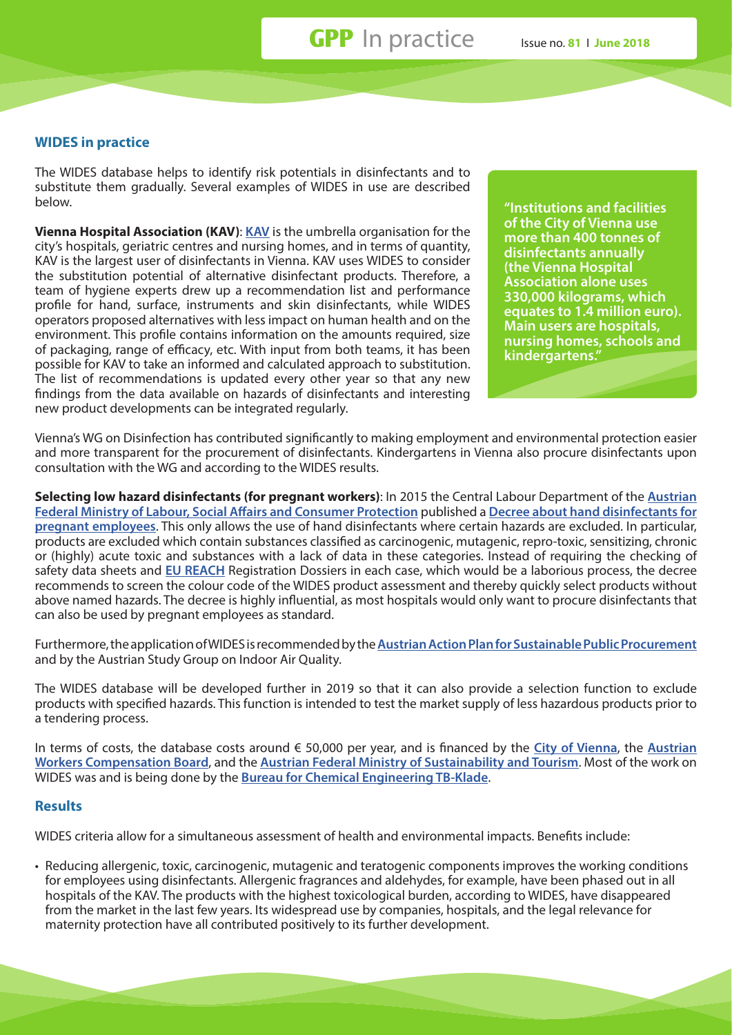## WIDES in practice

The WIDES database helps to identify risk potentials in disinfectants and to substitute them gradually. Several examples of WIDES in use are described below.

> **"Institutions and facilities of the City of Vienna use more than 400 tonnes of disinfectants annually (the Vienna Hospital Association alone uses 330,000 kilograms, which equates to 1.4 million euro). Main users are hospitals, nursing homes, schools and kindergartens."**

**Vienna Hospital Association (KAV)**: **KAV** is the umbrella organisation for the city's hospitals, geriatric centres and nursing homes, and in terms of quantity, KAV is the largest user of disinfectants in Vienna. KAV uses WIDES to consider the substitution potential of alternative disinfectant products. Therefore, a team of hygiene experts drew up a recommendation list and performance profile for hand, surface, instruments and skin disinfectants, while WIDES operators proposed alternatives with less impact on human health and on the environment. This profile contains information on the amounts required, size of packaging, range of efficacy, etc. With input from both teams, it has been possible for KAV to take an informed and calculated approach to substitution. The list of recommendations is updated every other year so that any new findings from the data available on hazards of disinfectants and interesting new product developments can be integrated regularly.

Vienna's WG on Disinfection has contributed significantly to making employment and environmental protection easier and more transparent for the procurement of disinfectants. Kindergartens in Vienna also procure disinfectants upon consultation with the WG and according to the WIDES results.

**Selecting low hazard disinfectants (for pregnant workers)**: In 2015 the Central Labour Department of the **Austrian Federal Ministry of Labour, Social Affairs and Consumer Protection** published a **Decree about hand disinfectants for pregnant employees**. This only allows the use of hand disinfectants where certain hazards are excluded. In particular, products are excluded which contain substances classified as carcinogenic, mutagenic, repro-toxic, sensitizing, chronic or (highly) acute toxic and substances with a lack of data in these categories. Instead of requiring the checking of safety data sheets and **EU REACH** Registration Dossiers in each case, which would be a laborious process, the decree recommends to screen the colour code of the WIDES product assessment and thereby quickly select products without above named hazards. The decree is highly influential, as most hospitals would only want to procure disinfectants that can also be used by pregnant employees as standard.

Furthermore, the application of WIDES is recommended by the **Austrian Action Plan for Sustainable Public Procurement** and by the Austrian Study Group on Indoor Air Quality.

The WIDES database will be developed further in 2019 so that it can also provide a selection function to exclude products with specified hazards. This function is intended to test the market supply of less hazardous products prior to a tendering process.

In terms of costs, the database costs around € 50,000 per year, and is financed by the **City of Vienna**, the **Austrian Workers Compensation Board**, and the **Austrian Federal Ministry of Sustainability and Tourism**. Most of the work on WIDES was and is being done by the **Bureau for Chemical Engineering TB-Klade**.

## Results

WIDES criteria allow for a simultaneous assessment of health and environmental impacts. Benefits include:

- Reducing allergenic, toxic, carcinogenic, mutagenic and teratogenic components improves the working conditions for employees using disinfectants. Allergenic fragrances and aldehydes, for example, have been phased out in all hospitals of the KAV. The products with the highest toxicological burden, according to WIDES, have disappeared from the market in the last few years. Its widespread use by companies, hospitals, and the legal relevance for maternity protection have all contributed positively to its further development.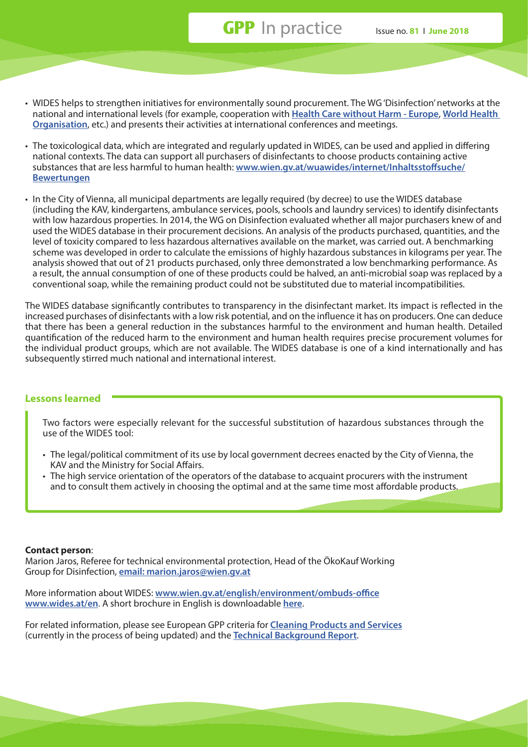- WIDES helps to strengthen initiatives for environmentally sound procurement. The WG 'Disinfection' networks at the national and international levels (for example, cooperation with **Health Care without Harm - Europe**, **World Health Organisation**, etc.) and presents their activities at international conferences and meetings.

- The toxicological data, which are integrated and regularly updated in WIDES, can be used and applied in differing national contexts. The data can support all purchasers of disinfectants to choose products containing active substances that are less harmful to human health: **www.wien.gv.at/wuawides/internet/Inhaltsstoffsuche/Bewertungen**

- In the City of Vienna, all municipal departments are legally required (by decree) to use the WIDES database (including the KAV, kindergartens, ambulance services, pools, schools and laundry services) to identify disinfectants with low hazardous properties. In 2014, the WG on Disinfection evaluated whether all major purchasers knew of and used the WIDES database in their procurement decisions. An analysis of the products purchased, quantities, and the level of toxicity compared to less hazardous alternatives available on the market, was carried out. A benchmarking scheme was developed in order to calculate the emissions of highly hazardous substances in kilograms per year. The analysis showed that out of 21 products purchased, only three demonstrated a low benchmarking performance. As a result, the annual consumption of one of these products could be halved, an anti-microbial soap was replaced by a conventional soap, while the remaining product could not be substituted due to material incompatibilities.

The WIDES database significantly contributes to transparency in the disinfectant market. Its impact is reflected in the increased purchases of disinfectants with a low risk potential, and on the influence it has on producers. One can deduce that there has been a general reduction in the substances harmful to the environment and human health. Detailed quantification of the reduced harm to the environment and human health requires precise procurement volumes for the individual product groups, which are not available. The WIDES database is one of a kind internationally and has subsequently stirred much national and international interest.

## Lessons learned

Two factors were especially relevant for the successful substitution of hazardous substances through the use of the WIDES tool:

- The legal/political commitment of its use by local government decrees enacted by the City of Vienna, the KAV and the Ministry for Social Affairs.
- The high service orientation of the operators of the database to acquaint procurers with the instrument and to consult them actively in choosing the optimal and at the same time most affordable products.

**Contact person**:
Marion Jaros, Referee for technical environmental protection, Head of the ÖkoKauf Working Group for Disinfection, **email: marion.jaros@wien.gv.at**

More information about WIDES: **www.wien.gv.at/english/environment/ombuds-office**
**www.wides.at/en**. A short brochure in English is downloadable **here**.

For related information, please see European GPP criteria for **Cleaning Products and Services** (currently in the process of being updated) and the **Technical Background Report**.